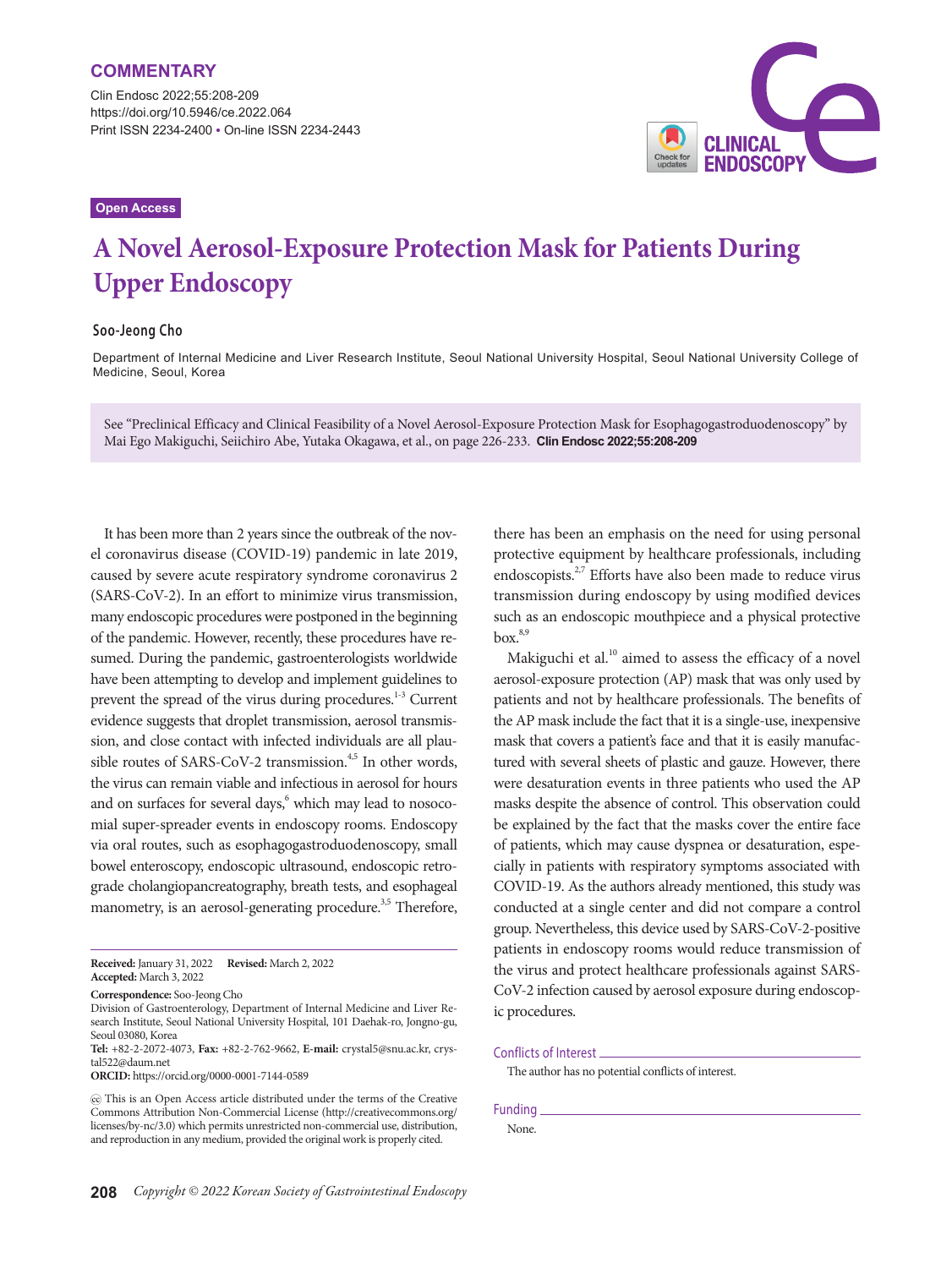**COMMENTARY**

Clin Endosc 2022;55:208-209
https://doi.org/10.5946/ce.2022.064
Print ISSN 2234-2400 • On-line ISSN 2234-2443

Open Access

# A Novel Aerosol-Exposure Protection Mask for Patients During Upper Endoscopy

**Soo-Jeong Cho**

Department of Internal Medicine and Liver Research Institute, Seoul National University Hospital, Seoul National University College of Medicine, Seoul, Korea

See "Preclinical Efficacy and Clinical Feasibility of a Novel Aerosol-Exposure Protection Mask for Esophagogastroduodenoscopy" by Mai Ego Makiguchi, Seiichiro Abe, Yutaka Okagawa, et al., on page 226-233. **Clin Endosc 2022;55:208-209**

It has been more than 2 years since the outbreak of the novel coronavirus disease (COVID-19) pandemic in late 2019, caused by severe acute respiratory syndrome coronavirus 2 (SARS-CoV-2). In an effort to minimize virus transmission, many endoscopic procedures were postponed in the beginning of the pandemic. However, recently, these procedures have resumed. During the pandemic, gastroenterologists worldwide have been attempting to develop and implement guidelines to prevent the spread of the virus during procedures.[1-3] Current evidence suggests that droplet transmission, aerosol transmission, and close contact with infected individuals are all plausible routes of SARS-CoV-2 transmission.[4,5] In other words, the virus can remain viable and infectious in aerosol for hours and on surfaces for several days,[6] which may lead to nosocomial super-spreader events in endoscopy rooms. Endoscopy via oral routes, such as esophagogastroduodenoscopy, small bowel enteroscopy, endoscopic ultrasound, endoscopic retrograde cholangiopancreatography, breath tests, and esophageal manometry, is an aerosol-generating procedure.[3,5] Therefore, there has been an emphasis on the need for using personal protective equipment by healthcare professionals, including endoscopists.[2,7] Efforts have also been made to reduce virus transmission during endoscopy by using modified devices such as an endoscopic mouthpiece and a physical protective box.[8,9]

Makiguchi et al.[10] aimed to assess the efficacy of a novel aerosol-exposure protection (AP) mask that was only used by patients and not by healthcare professionals. The benefits of the AP mask include the fact that it is a single-use, inexpensive mask that covers a patient's face and that it is easily manufactured with several sheets of plastic and gauze. However, there were desaturation events in three patients who used the AP masks despite the absence of control. This observation could be explained by the fact that the masks cover the entire face of patients, which may cause dyspnea or desaturation, especially in patients with respiratory symptoms associated with COVID-19. As the authors already mentioned, this study was conducted at a single center and did not compare a control group. Nevertheless, this device used by SARS-CoV-2-positive patients in endoscopy rooms would reduce transmission of the virus and protect healthcare professionals against SARS-CoV-2 infection caused by aerosol exposure during endoscopic procedures.

**Received:** January 31, 2022 **Revised:** March 2, 2022
**Accepted:** March 3, 2022

**Correspondence:** Soo-Jeong Cho
Division of Gastroenterology, Department of Internal Medicine and Liver Research Institute, Seoul National University Hospital, 101 Daehak-ro, Jongno-gu, Seoul 03080, Korea
**Tel:** +82-2-2072-4073, **Fax:** +82-2-762-9662, **E-mail:** crystal5@snu.ac.kr, crystal522@daum.net
**ORCID:** https://orcid.org/0000-0001-7144-0589

This is an Open Access article distributed under the terms of the Creative Commons Attribution Non-Commercial License (http://creativecommons.org/licenses/by-nc/3.0) which permits unrestricted non-commercial use, distribution, and reproduction in any medium, provided the original work is properly cited.

## Conflicts of Interest

The author has no potential conflicts of interest.

## Funding

None.

*Copyright © 2022 Korean Society of Gastrointestinal Endoscopy*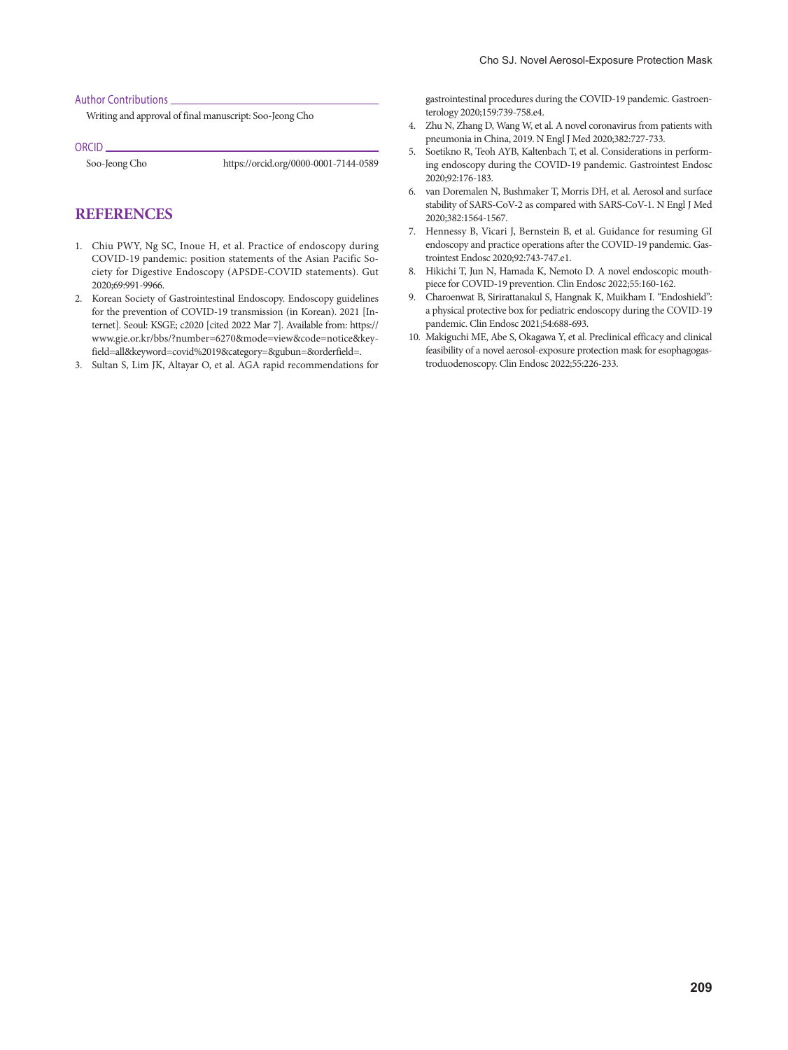### Author Contributions

Writing and approval of final manuscript: Soo-Jeong Cho

### ORCID

Soo-Jeong Cho https://orcid.org/0000-0001-7144-0589

## REFERENCES

1. Chiu PWY, Ng SC, Inoue H, et al. Practice of endoscopy during COVID-19 pandemic: position statements of the Asian Pacific Society for Digestive Endoscopy (APSDE-COVID statements). Gut 2020;69:991-9966.
2. Korean Society of Gastrointestinal Endoscopy. Endoscopy guidelines for the prevention of COVID-19 transmission (in Korean). 2021 [Internet]. Seoul: KSGE; c2020 [cited 2022 Mar 7]. Available from: https://www.gie.or.kr/bbs/?number=6270&mode=view&code=notice&keyfield=all&keyword=covid%2019&category=&gubun=&orderfield=.
3. Sultan S, Lim JK, Altayar O, et al. AGA rapid recommendations for gastrointestinal procedures during the COVID-19 pandemic. Gastroenterology 2020;159:739-758.e4.
4. Zhu N, Zhang D, Wang W, et al. A novel coronavirus from patients with pneumonia in China, 2019. N Engl J Med 2020;382:727-733.
5. Soetikno R, Teoh AYB, Kaltenbach T, et al. Considerations in performing endoscopy during the COVID-19 pandemic. Gastrointest Endosc 2020;92:176-183.
6. van Doremalen N, Bushmaker T, Morris DH, et al. Aerosol and surface stability of SARS-CoV-2 as compared with SARS-CoV-1. N Engl J Med 2020;382:1564-1567.
7. Hennessy B, Vicari J, Bernstein B, et al. Guidance for resuming GI endoscopy and practice operations after the COVID-19 pandemic. Gastrointest Endosc 2020;92:743-747.e1.
8. Hikichi T, Jun N, Hamada K, Nemoto D. A novel endoscopic mouthpiece for COVID-19 prevention. Clin Endosc 2022;55:160-162.
9. Charoenwat B, Sirirattanakul S, Hangnak K, Muikham I. "Endoshield": a physical protective box for pediatric endoscopy during the COVID-19 pandemic. Clin Endosc 2021;54:688-693.
10. Makiguchi ME, Abe S, Okagawa Y, et al. Preclinical efficacy and clinical feasibility of a novel aerosol-exposure protection mask for esophagogastroduodenoscopy. Clin Endosc 2022;55:226-233.